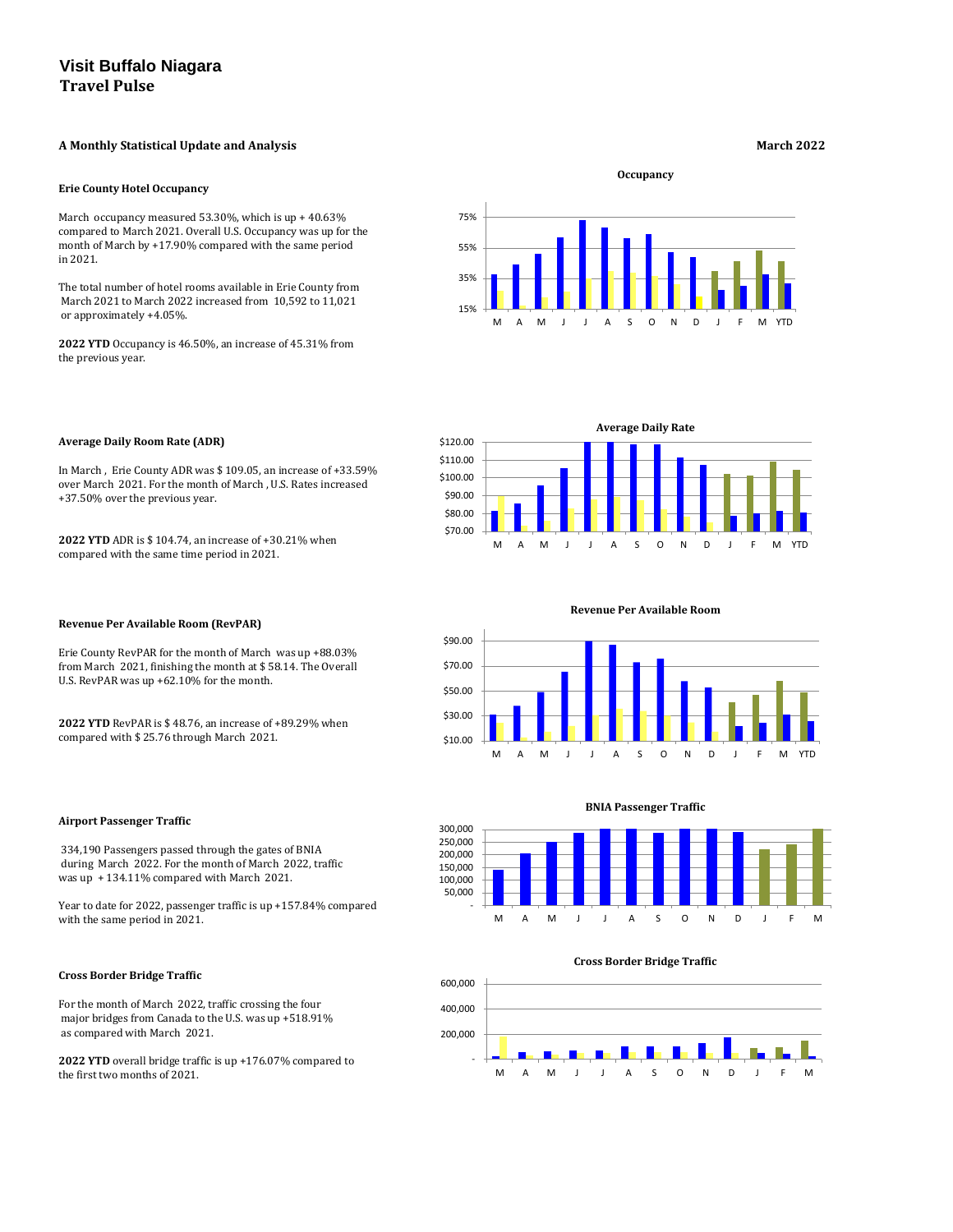# Visit Buffalo Niagara
## Travel Pulse

**A Monthly Statistical Update and Analysis** **March 2022**

### Erie County Hotel Occupancy

March occupancy measured 53.30%, which is up + 40.63% compared to March 2021. Overall U.S. Occupancy was up for the month of March by +17.90% compared with the same period in 2021.

The total number of hotel rooms available in Erie County from March 2021 to March 2022 increased from 10,592 to 11,021 or approximately +4.05%.

**2022 YTD** Occupancy is 46.50%, an increase of 45.31% from the previous year.

### Average Daily Room Rate (ADR)

In March , Erie County ADR was $ 109.05, an increase of +33.59% over March 2021. For the month of March , U.S. Rates increased +37.50% over the previous year.

**2022 YTD** ADR is $ 104.74, an increase of +30.21% when compared with the same time period in 2021.

### Revenue Per Available Room (RevPAR)

Erie County RevPAR for the month of March was up +88.03% from March 2021, finishing the month at $ 58.14. The Overall U.S. RevPAR was up +62.10% for the month.

**2022 YTD** RevPAR is $ 48.76, an increase of +89.29% when compared with $ 25.76 through March 2021.

### Airport Passenger Traffic

334,190 Passengers passed through the gates of BNIA during March 2022. For the month of March 2022, traffic was up + 134.11% compared with March 2021.

Year to date for 2022, passenger traffic is up +157.84% compared with the same period in 2021.

### Cross Border Bridge Traffic

For the month of March 2022, traffic crossing the four major bridges from Canada to the U.S. was up +518.91% as compared with March 2021.

**2022 YTD** overall bridge traffic is up +176.07% compared to the first two months of 2021.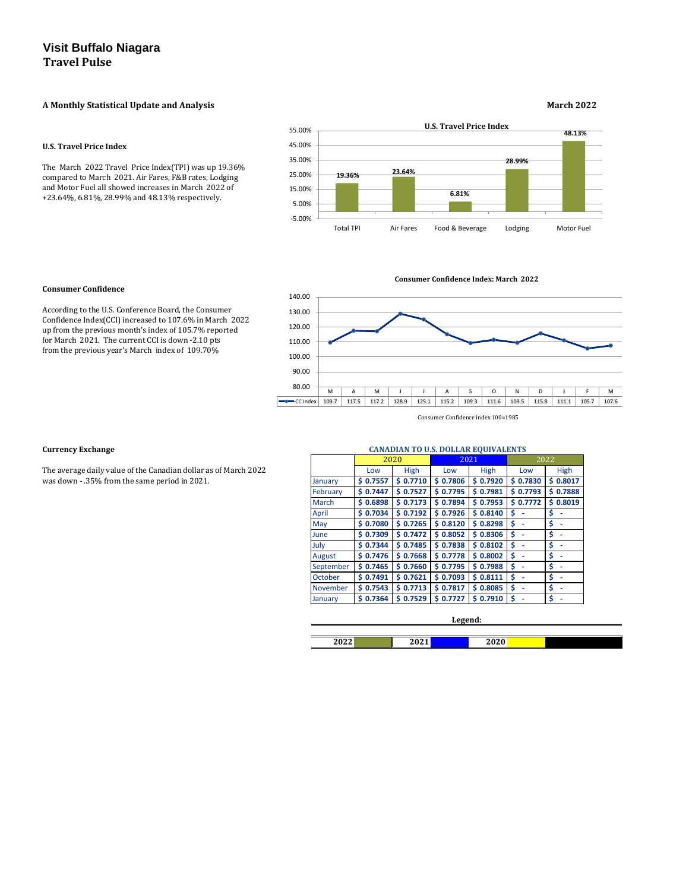# Visit Buffalo Niagara
## Travel Pulse

**A Monthly Statistical Update and Analysis** **March 2022**

### U.S. Travel Price Index

The March 2022 Travel Price Index(TPI) was up 19.36% compared to March 2021. Air Fares, F&B rates, Lodging and Motor Fuel all showed increases in March 2022 of +23.64%, 6.81%, 28.99% and 48.13% respectively.

**U.S. Travel Price Index**

| Total TPI | Air Fares | Food & Beverage | Lodging | Motor Fuel |
|---|---|---|---|---|
| 19.36% | 23.64% | 6.81% | 28.99% | 48.13% |

### Consumer Confidence

According to the U.S. Conference Board, the Consumer Confidence Index(CCI) increased to 107.6% in March 2022 up from the previous month's index of 105.7% reported for March 2021. The current CCI is down -2.10 pts from the previous year's March index of 109.70%

**Consumer Confidence Index: March 2022**

| | M | A | M | J | J | A | S | O | N | D | J | F | M |
|---|---|---|---|---|---|---|---|---|---|---|---|---|---|
| CC Index | 109.7 | 117.5 | 117.2 | 128.9 | 125.1 | 115.2 | 109.3 | 111.6 | 109.5 | 115.8 | 111.1 | 105.7 | 107.6 |

Consumer Confidence index 100=1985

### Currency Exchange

The average daily value of the Canadian dollar as of March 2022 was down -.35% from the same period in 2021.

**CANADIAN TO U.S. DOLLAR EQUIVALENTS**

| | 2020 | | 2021 | | 2022 | |
|---|---|---|---|---|---|---|
| | Low | High | Low | High | Low | High |
| January | $ 0.7557 | $ 0.7710 | $ 0.7806 | $ 0.7920 | $ 0.7830 | $ 0.8017 |
| February | $ 0.7447 | $ 0.7527 | $ 0.7795 | $ 0.7981 | $ 0.7793 | $ 0.7888 |
| March | $ 0.6898 | $ 0.7173 | $ 0.7894 | $ 0.7953 | $ 0.7772 | $ 0.8019 |
| April | $ 0.7034 | $ 0.7192 | $ 0.7926 | $ 0.8140 | $ - | $ - |
| May | $ 0.7080 | $ 0.7265 | $ 0.8120 | $ 0.8298 | $ - | $ - |
| June | $ 0.7309 | $ 0.7472 | $ 0.8052 | $ 0.8306 | $ - | $ - |
| July | $ 0.7344 | $ 0.7485 | $ 0.7838 | $ 0.8102 | $ - | $ - |
| August | $ 0.7476 | $ 0.7668 | $ 0.7778 | $ 0.8002 | $ - | $ - |
| September | $ 0.7465 | $ 0.7660 | $ 0.7795 | $ 0.7988 | $ - | $ - |
| October | $ 0.7491 | $ 0.7621 | $ 0.7093 | $ 0.8111 | $ - | $ - |
| November | $ 0.7543 | $ 0.7713 | $ 0.7817 | $ 0.8085 | $ - | $ - |
| January | $ 0.7364 | $ 0.7529 | $ 0.7727 | $ 0.7910 | $ - | $ - |

**Legend:**

2022 | 2021 | 2020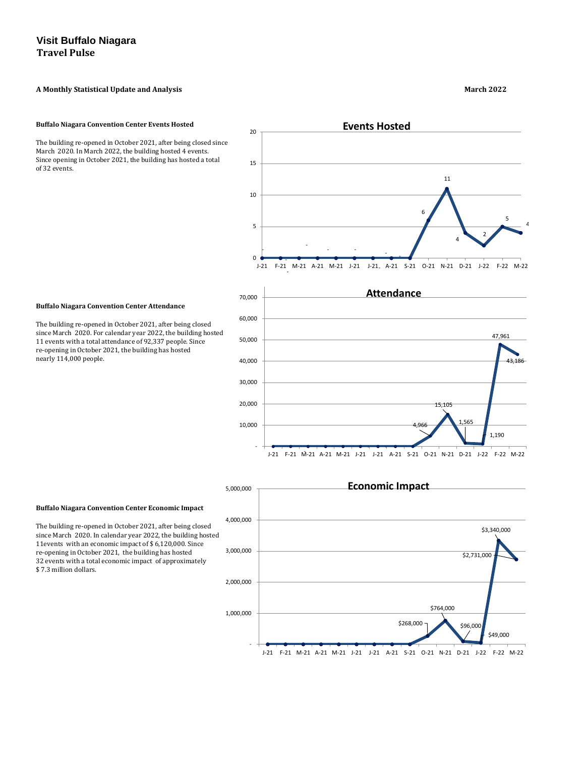# Visit Buffalo Niagara
## Travel Pulse

**A Monthly Statistical Update and Analysis** **March 2022**

### Buffalo Niagara Convention Center Events Hosted

The building re-opened in October 2021, after being closed since March 2020. In March 2022, the building hosted 4 events. Since opening in October 2021, the building has hosted a total of 32 events.

**Events Hosted**

| J-21 | F-21 | M-21 | A-21 | M-21 | J-21 | J-21 | A-21 | S-21 | O-21 | N-21 | D-21 | J-22 | F-22 | M-22 |
|---|---|---|---|---|---|---|---|---|---|---|---|---|---|---|
| - | - | - | - | - | - | - | - | - | 6 | 11 | 4 | 2 | 5 | 4 |

### Buffalo Niagara Convention Center Attendance

The building re-opened in October 2021, after being closed since March 2020. For calendar year 2022, the building hosted 11 events with a total attendance of 92,337 people. Since re-opening in October 2021, the building has hosted nearly 114,000 people.

**Attendance**

| J-21 | F-21 | M-21 | A-21 | M-21 | J-21 | J-21 | A-21 | S-21 | O-21 | N-21 | D-21 | J-22 | F-22 | M-22 |
|---|---|---|---|---|---|---|---|---|---|---|---|---|---|---|
| - | - | - | - | - | - | - | - | - | 4,966 | 15,105 | 1,565 | 1,190 | 47,961 | 43,186 |

### Buffalo Niagara Convention Center Economic Impact

The building re-opened in October 2021, after being closed since March 2020. In calendar year 2022, the building hosted 11events with an economic impact of $ 6,120,000. Since re-opening in October 2021, the building has hosted 32 events with a total economic impact of approximately $ 7.3 million dollars.

**Economic Impact**

| J-21 | F-21 | M-21 | A-21 | M-21 | J-21 | J-21 | A-21 | S-21 | O-21 | N-21 | D-21 | J-22 | F-22 | M-22 |
|---|---|---|---|---|---|---|---|---|---|---|---|---|---|---|
| - | - | - | - | - | - | - | - | - | $268,000 | $764,000 | $96,000 | $49,000 | $3,340,000 | $2,731,000 |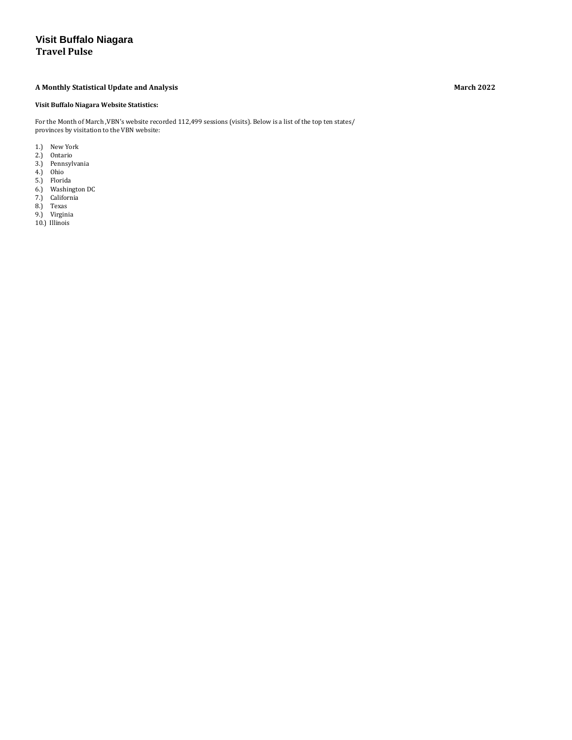# Visit Buffalo Niagara
## Travel Pulse

**A Monthly Statistical Update and Analysis** **March 2022**

**Visit Buffalo Niagara Website Statistics:**

For the Month of March ,VBN's website recorded 112,499 sessions (visits). Below is a list of the top ten states/ provinces by visitation to the VBN website:

1.) New York
2.) Ontario
3.) Pennsylvania
4.) Ohio
5.) Florida
6.) Washington DC
7.) California
8.) Texas
9.) Virginia
10.) Illinois